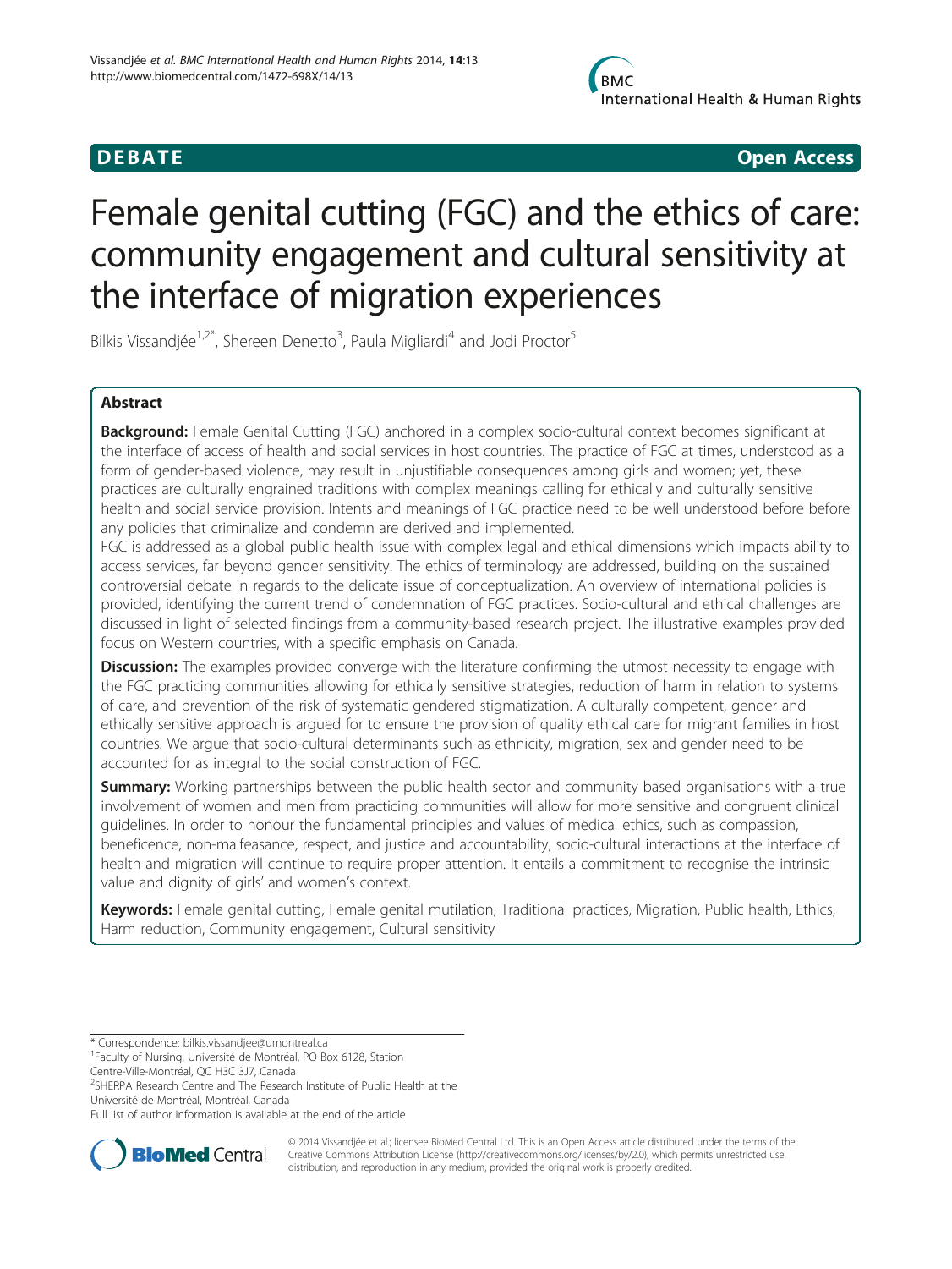**DEBATE** **Open Access**

# Female genital cutting (FGC) and the ethics of care: community engagement and cultural sensitivity at the interface of migration experiences

Bilkis Vissandjée[1,2*], Shereen Denetto[3], Paula Migliardi[4] and Jodi Proctor[5]

## Abstract

**Background:** Female Genital Cutting (FGC) anchored in a complex socio-cultural context becomes significant at the interface of access of health and social services in host countries. The practice of FGC at times, understood as a form of gender-based violence, may result in unjustifiable consequences among girls and women; yet, these practices are culturally engrained traditions with complex meanings calling for ethically and culturally sensitive health and social service provision. Intents and meanings of FGC practice need to be well understood before before any policies that criminalize and condemn are derived and implemented.

FGC is addressed as a global public health issue with complex legal and ethical dimensions which impacts ability to access services, far beyond gender sensitivity. The ethics of terminology are addressed, building on the sustained controversial debate in regards to the delicate issue of conceptualization. An overview of international policies is provided, identifying the current trend of condemnation of FGC practices. Socio-cultural and ethical challenges are discussed in light of selected findings from a community-based research project. The illustrative examples provided focus on Western countries, with a specific emphasis on Canada.

**Discussion:** The examples provided converge with the literature confirming the utmost necessity to engage with the FGC practicing communities allowing for ethically sensitive strategies, reduction of harm in relation to systems of care, and prevention of the risk of systematic gendered stigmatization. A culturally competent, gender and ethically sensitive approach is argued for to ensure the provision of quality ethical care for migrant families in host countries. We argue that socio-cultural determinants such as ethnicity, migration, sex and gender need to be accounted for as integral to the social construction of FGC.

**Summary:** Working partnerships between the public health sector and community based organisations with a true involvement of women and men from practicing communities will allow for more sensitive and congruent clinical guidelines. In order to honour the fundamental principles and values of medical ethics, such as compassion, beneficence, non-malfeasance, respect, and justice and accountability, socio-cultural interactions at the interface of health and migration will continue to require proper attention. It entails a commitment to recognise the intrinsic value and dignity of girls' and women's context.

**Keywords:** Female genital cutting, Female genital mutilation, Traditional practices, Migration, Public health, Ethics, Harm reduction, Community engagement, Cultural sensitivity

---

\* Correspondence: bilkis.vissandjee@umontreal.ca

[1]Faculty of Nursing, Université de Montréal, PO Box 6128, Station Centre-Ville-Montréal, QC H3C 3J7, Canada

[2]SHERPA Research Centre and The Research Institute of Public Health at the Université de Montréal, Montréal, Canada

Full list of author information is available at the end of the article

© 2014 Vissandjée et al.; licensee BioMed Central Ltd. This is an Open Access article distributed under the terms of the Creative Commons Attribution License (http://creativecommons.org/licenses/by/2.0), which permits unrestricted use, distribution, and reproduction in any medium, provided the original work is properly credited.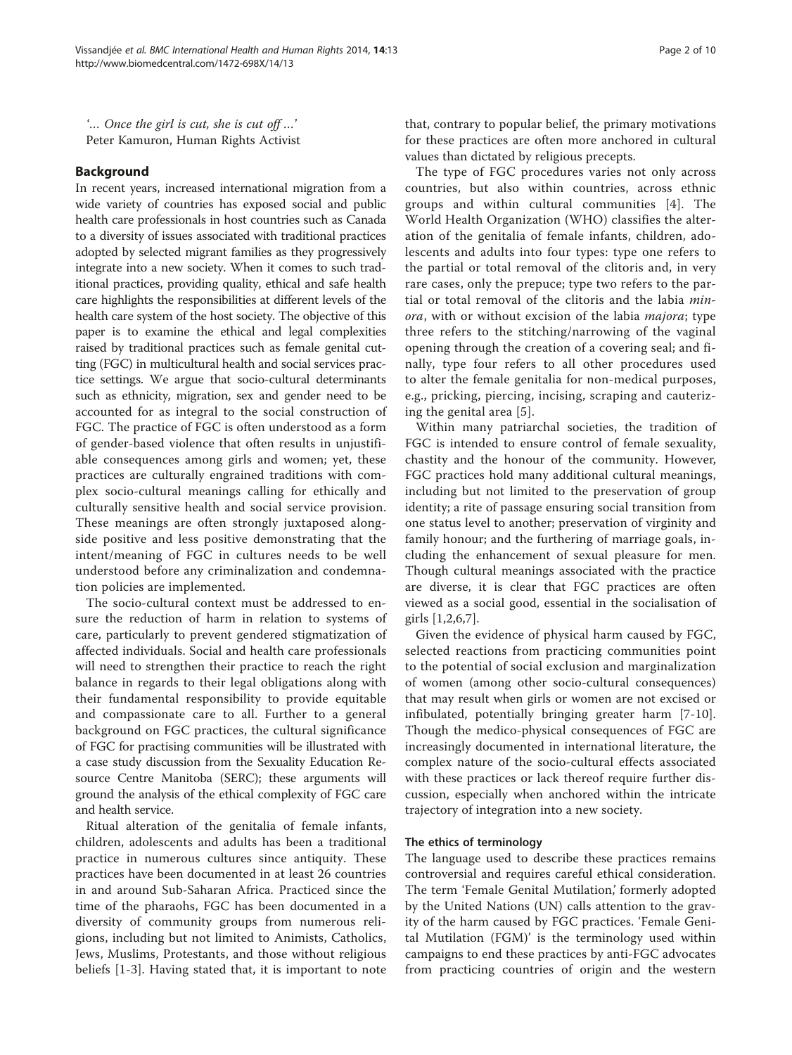*'... Once the girl is cut, she is cut off ...'*
Peter Kamuron, Human Rights Activist

## Background

In recent years, increased international migration from a wide variety of countries has exposed social and public health care professionals in host countries such as Canada to a diversity of issues associated with traditional practices adopted by selected migrant families as they progressively integrate into a new society. When it comes to such traditional practices, providing quality, ethical and safe health care highlights the responsibilities at different levels of the health care system of the host society. The objective of this paper is to examine the ethical and legal complexities raised by traditional practices such as female genital cutting (FGC) in multicultural health and social services practice settings. We argue that socio-cultural determinants such as ethnicity, migration, sex and gender need to be accounted for as integral to the social construction of FGC. The practice of FGC is often understood as a form of gender-based violence that often results in unjustifiable consequences among girls and women; yet, these practices are culturally engrained traditions with complex socio-cultural meanings calling for ethically and culturally sensitive health and social service provision. These meanings are often strongly juxtaposed alongside positive and less positive demonstrating that the intent/meaning of FGC in cultures needs to be well understood before any criminalization and condemnation policies are implemented.

The socio-cultural context must be addressed to ensure the reduction of harm in relation to systems of care, particularly to prevent gendered stigmatization of affected individuals. Social and health care professionals will need to strengthen their practice to reach the right balance in regards to their legal obligations along with their fundamental responsibility to provide equitable and compassionate care to all. Further to a general background on FGC practices, the cultural significance of FGC for practising communities will be illustrated with a case study discussion from the Sexuality Education Resource Centre Manitoba (SERC); these arguments will ground the analysis of the ethical complexity of FGC care and health service.

Ritual alteration of the genitalia of female infants, children, adolescents and adults has been a traditional practice in numerous cultures since antiquity. These practices have been documented in at least 26 countries in and around Sub-Saharan Africa. Practiced since the time of the pharaohs, FGC has been documented in a diversity of community groups from numerous religions, including but not limited to Animists, Catholics, Jews, Muslims, Protestants, and those without religious beliefs [1-3]. Having stated that, it is important to note that, contrary to popular belief, the primary motivations for these practices are often more anchored in cultural values than dictated by religious precepts.

The type of FGC procedures varies not only across countries, but also within countries, across ethnic groups and within cultural communities [4]. The World Health Organization (WHO) classifies the alteration of the genitalia of female infants, children, adolescents and adults into four types: type one refers to the partial or total removal of the clitoris and, in very rare cases, only the prepuce; type two refers to the partial or total removal of the clitoris and the labia *minora*, with or without excision of the labia *majora*; type three refers to the stitching/narrowing of the vaginal opening through the creation of a covering seal; and finally, type four refers to all other procedures used to alter the female genitalia for non-medical purposes, e.g., pricking, piercing, incising, scraping and cauterizing the genital area [5].

Within many patriarchal societies, the tradition of FGC is intended to ensure control of female sexuality, chastity and the honour of the community. However, FGC practices hold many additional cultural meanings, including but not limited to the preservation of group identity; a rite of passage ensuring social transition from one status level to another; preservation of virginity and family honour; and the furthering of marriage goals, including the enhancement of sexual pleasure for men. Though cultural meanings associated with the practice are diverse, it is clear that FGC practices are often viewed as a social good, essential in the socialisation of girls [1,2,6,7].

Given the evidence of physical harm caused by FGC, selected reactions from practicing communities point to the potential of social exclusion and marginalization of women (among other socio-cultural consequences) that may result when girls or women are not excised or infibulated, potentially bringing greater harm [7-10]. Though the medico-physical consequences of FGC are increasingly documented in international literature, the complex nature of the socio-cultural effects associated with these practices or lack thereof require further discussion, especially when anchored within the intricate trajectory of integration into a new society.

### The ethics of terminology

The language used to describe these practices remains controversial and requires careful ethical consideration. The term 'Female Genital Mutilation,' formerly adopted by the United Nations (UN) calls attention to the gravity of the harm caused by FGC practices. 'Female Genital Mutilation (FGM)' is the terminology used within campaigns to end these practices by anti-FGC advocates from practicing countries of origin and the western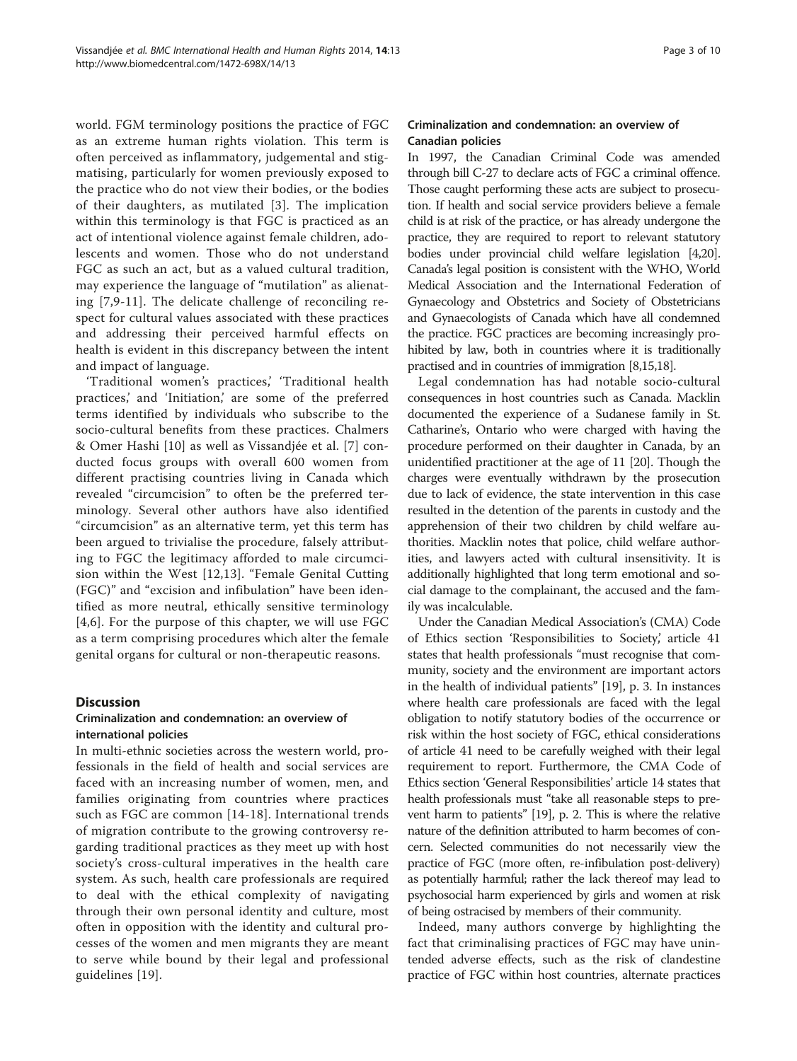world. FGM terminology positions the practice of FGC as an extreme human rights violation. This term is often perceived as inflammatory, judgemental and stigmatising, particularly for women previously exposed to the practice who do not view their bodies, or the bodies of their daughters, as mutilated [3]. The implication within this terminology is that FGC is practiced as an act of intentional violence against female children, adolescents and women. Those who do not understand FGC as such an act, but as a valued cultural tradition, may experience the language of "mutilation" as alienating [7,9-11]. The delicate challenge of reconciling respect for cultural values associated with these practices and addressing their perceived harmful effects on health is evident in this discrepancy between the intent and impact of language.

'Traditional women's practices,' 'Traditional health practices,' and 'Initiation,' are some of the preferred terms identified by individuals who subscribe to the socio-cultural benefits from these practices. Chalmers & Omer Hashi [10] as well as Vissandjée et al. [7] conducted focus groups with overall 600 women from different practising countries living in Canada which revealed "circumcision" to often be the preferred terminology. Several other authors have also identified "circumcision" as an alternative term, yet this term has been argued to trivialise the procedure, falsely attributing to FGC the legitimacy afforded to male circumcision within the West [12,13]. "Female Genital Cutting (FGC)" and "excision and infibulation" have been identified as more neutral, ethically sensitive terminology [4,6]. For the purpose of this chapter, we will use FGC as a term comprising procedures which alter the female genital organs for cultural or non-therapeutic reasons.

## Discussion

### Criminalization and condemnation: an overview of international policies

In multi-ethnic societies across the western world, professionals in the field of health and social services are faced with an increasing number of women, men, and families originating from countries where practices such as FGC are common [14-18]. International trends of migration contribute to the growing controversy regarding traditional practices as they meet up with host society's cross-cultural imperatives in the health care system. As such, health care professionals are required to deal with the ethical complexity of navigating through their own personal identity and culture, most often in opposition with the identity and cultural processes of the women and men migrants they are meant to serve while bound by their legal and professional guidelines [19].

### Criminalization and condemnation: an overview of Canadian policies

In 1997, the Canadian Criminal Code was amended through bill C-27 to declare acts of FGC a criminal offence. Those caught performing these acts are subject to prosecution. If health and social service providers believe a female child is at risk of the practice, or has already undergone the practice, they are required to report to relevant statutory bodies under provincial child welfare legislation [4,20]. Canada's legal position is consistent with the WHO, World Medical Association and the International Federation of Gynaecology and Obstetrics and Society of Obstetricians and Gynaecologists of Canada which have all condemned the practice. FGC practices are becoming increasingly prohibited by law, both in countries where it is traditionally practised and in countries of immigration [8,15,18].

Legal condemnation has had notable socio-cultural consequences in host countries such as Canada. Macklin documented the experience of a Sudanese family in St. Catharine's, Ontario who were charged with having the procedure performed on their daughter in Canada, by an unidentified practitioner at the age of 11 [20]. Though the charges were eventually withdrawn by the prosecution due to lack of evidence, the state intervention in this case resulted in the detention of the parents in custody and the apprehension of their two children by child welfare authorities. Macklin notes that police, child welfare authorities, and lawyers acted with cultural insensitivity. It is additionally highlighted that long term emotional and social damage to the complainant, the accused and the family was incalculable.

Under the Canadian Medical Association's (CMA) Code of Ethics section 'Responsibilities to Society,' article 41 states that health professionals "must recognise that community, society and the environment are important actors in the health of individual patients" [19], p. 3. In instances where health care professionals are faced with the legal obligation to notify statutory bodies of the occurrence or risk within the host society of FGC, ethical considerations of article 41 need to be carefully weighed with their legal requirement to report. Furthermore, the CMA Code of Ethics section 'General Responsibilities' article 14 states that health professionals must "take all reasonable steps to prevent harm to patients" [19], p. 2. This is where the relative nature of the definition attributed to harm becomes of concern. Selected communities do not necessarily view the practice of FGC (more often, re-infibulation post-delivery) as potentially harmful; rather the lack thereof may lead to psychosocial harm experienced by girls and women at risk of being ostracised by members of their community.

Indeed, many authors converge by highlighting the fact that criminalising practices of FGC may have unintended adverse effects, such as the risk of clandestine practice of FGC within host countries, alternate practices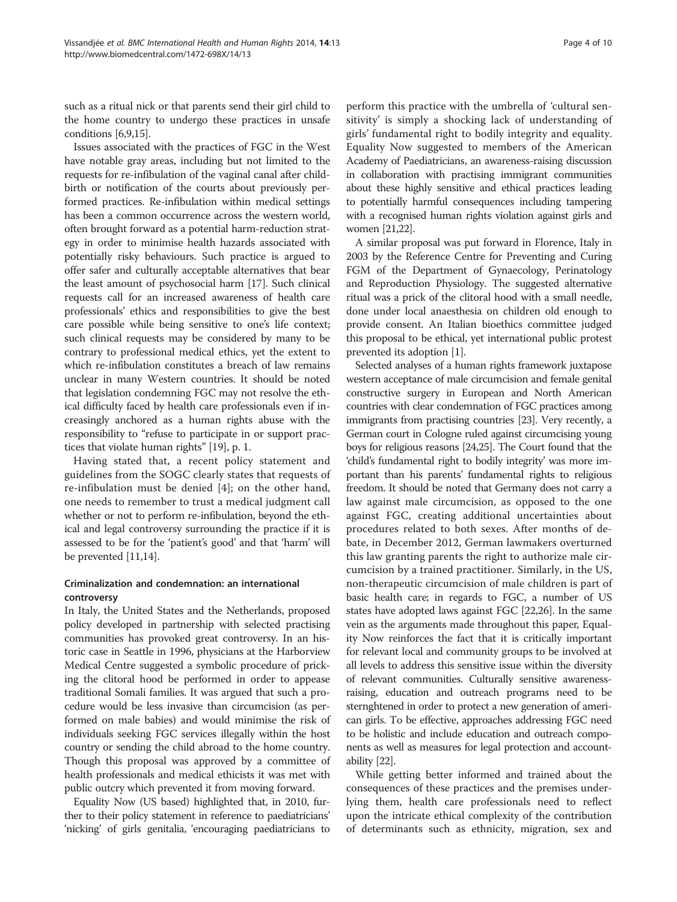such as a ritual nick or that parents send their girl child to the home country to undergo these practices in unsafe conditions [6,9,15].

Issues associated with the practices of FGC in the West have notable gray areas, including but not limited to the requests for re-infibulation of the vaginal canal after childbirth or notification of the courts about previously performed practices. Re-infibulation within medical settings has been a common occurrence across the western world, often brought forward as a potential harm-reduction strategy in order to minimise health hazards associated with potentially risky behaviours. Such practice is argued to offer safer and culturally acceptable alternatives that bear the least amount of psychosocial harm [17]. Such clinical requests call for an increased awareness of health care professionals' ethics and responsibilities to give the best care possible while being sensitive to one's life context; such clinical requests may be considered by many to be contrary to professional medical ethics, yet the extent to which re-infibulation constitutes a breach of law remains unclear in many Western countries. It should be noted that legislation condemning FGC may not resolve the ethical difficulty faced by health care professionals even if increasingly anchored as a human rights abuse with the responsibility to "refuse to participate in or support practices that violate human rights" [19], p. 1.

Having stated that, a recent policy statement and guidelines from the SOGC clearly states that requests of re-infibulation must be denied [4]; on the other hand, one needs to remember to trust a medical judgment call whether or not to perform re-infibulation, beyond the ethical and legal controversy surrounding the practice if it is assessed to be for the 'patient's good' and that 'harm' will be prevented [11,14].

## Criminalization and condemnation: an international controversy

In Italy, the United States and the Netherlands, proposed policy developed in partnership with selected practising communities has provoked great controversy. In an historic case in Seattle in 1996, physicians at the Harborview Medical Centre suggested a symbolic procedure of pricking the clitoral hood be performed in order to appease traditional Somali families. It was argued that such a procedure would be less invasive than circumcision (as performed on male babies) and would minimise the risk of individuals seeking FGC services illegally within the host country or sending the child abroad to the home country. Though this proposal was approved by a committee of health professionals and medical ethicists it was met with public outcry which prevented it from moving forward.

Equality Now (US based) highlighted that, in 2010, further to their policy statement in reference to paediatricians' 'nicking' of girls genitalia, 'encouraging paediatricians to perform this practice with the umbrella of 'cultural sensitivity' is simply a shocking lack of understanding of girls' fundamental right to bodily integrity and equality. Equality Now suggested to members of the American Academy of Paediatricians, an awareness-raising discussion in collaboration with practising immigrant communities about these highly sensitive and ethical practices leading to potentially harmful consequences including tampering with a recognised human rights violation against girls and women [21,22].

A similar proposal was put forward in Florence, Italy in 2003 by the Reference Centre for Preventing and Curing FGM of the Department of Gynaecology, Perinatology and Reproduction Physiology. The suggested alternative ritual was a prick of the clitoral hood with a small needle, done under local anaesthesia on children old enough to provide consent. An Italian bioethics committee judged this proposal to be ethical, yet international public protest prevented its adoption [1].

Selected analyses of a human rights framework juxtapose western acceptance of male circumcision and female genital constructive surgery in European and North American countries with clear condemnation of FGC practices among immigrants from practising countries [23]. Very recently, a German court in Cologne ruled against circumcising young boys for religious reasons [24,25]. The Court found that the 'child's fundamental right to bodily integrity' was more important than his parents' fundamental rights to religious freedom. It should be noted that Germany does not carry a law against male circumcision, as opposed to the one against FGC, creating additional uncertainties about procedures related to both sexes. After months of debate, in December 2012, German lawmakers overturned this law granting parents the right to authorize male circumcision by a trained practitioner. Similarly, in the US, non-therapeutic circumcision of male children is part of basic health care; in regards to FGC, a number of US states have adopted laws against FGC [22,26]. In the same vein as the arguments made throughout this paper, Equality Now reinforces the fact that it is critically important for relevant local and community groups to be involved at all levels to address this sensitive issue within the diversity of relevant communities. Culturally sensitive awareness-raising, education and outreach programs need to be sternghtened in order to protect a new generation of american girls. To be effective, approaches addressing FGC need to be holistic and include education and outreach components as well as measures for legal protection and accountability [22].

While getting better informed and trained about the consequences of these practices and the premises underlying them, health care professionals need to reflect upon the intricate ethical complexity of the contribution of determinants such as ethnicity, migration, sex and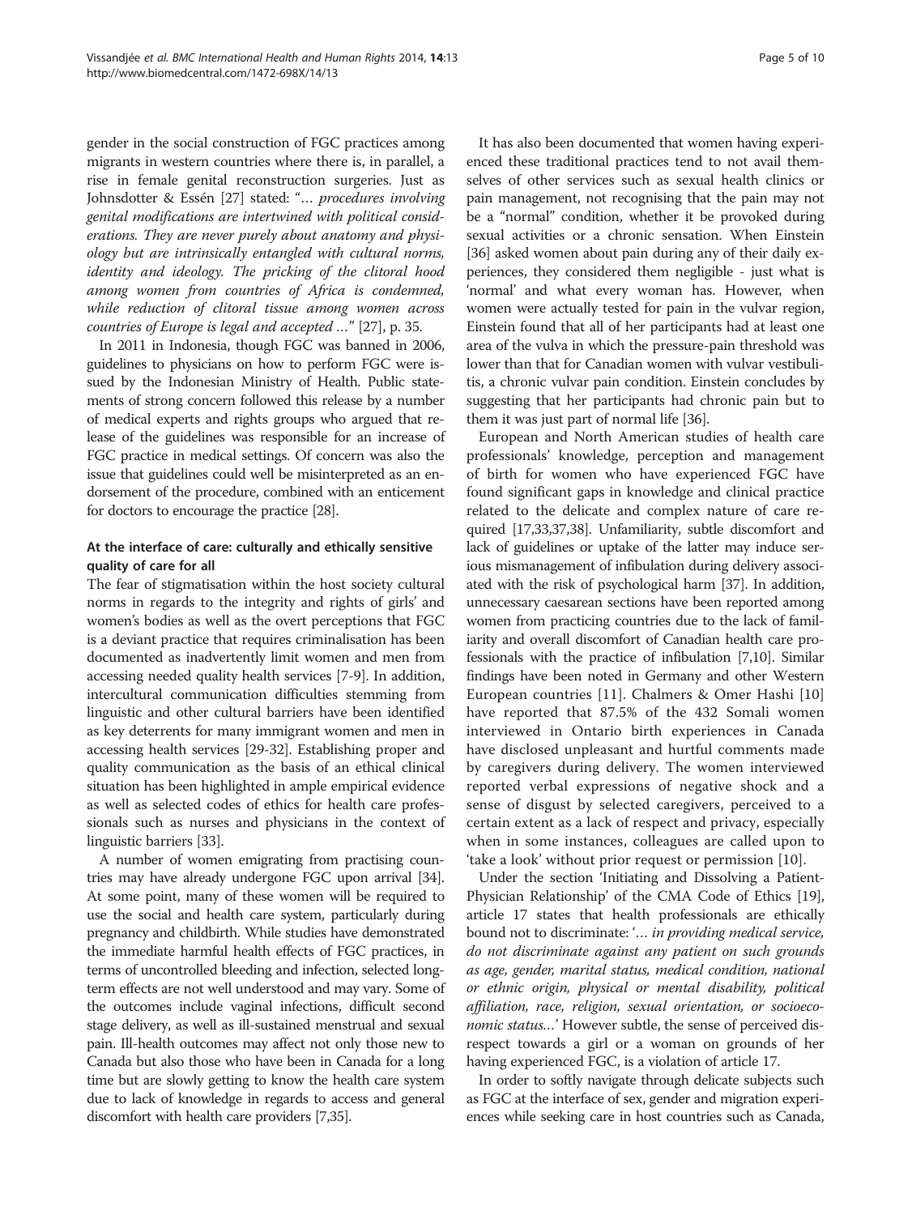gender in the social construction of FGC practices among migrants in western countries where there is, in parallel, a rise in female genital reconstruction surgeries. Just as Johnsdotter & Essén [27] stated: "*… procedures involving genital modifications are intertwined with political considerations. They are never purely about anatomy and physiology but are intrinsically entangled with cultural norms, identity and ideology. The pricking of the clitoral hood among women from countries of Africa is condemned, while reduction of clitoral tissue among women across countries of Europe is legal and accepted …*" [27], p. 35.

In 2011 in Indonesia, though FGC was banned in 2006, guidelines to physicians on how to perform FGC were issued by the Indonesian Ministry of Health. Public statements of strong concern followed this release by a number of medical experts and rights groups who argued that release of the guidelines was responsible for an increase of FGC practice in medical settings. Of concern was also the issue that guidelines could well be misinterpreted as an endorsement of the procedure, combined with an enticement for doctors to encourage the practice [28].

### At the interface of care: culturally and ethically sensitive quality of care for all

The fear of stigmatisation within the host society cultural norms in regards to the integrity and rights of girls' and women's bodies as well as the overt perceptions that FGC is a deviant practice that requires criminalisation has been documented as inadvertently limit women and men from accessing needed quality health services [7-9]. In addition, intercultural communication difficulties stemming from linguistic and other cultural barriers have been identified as key deterrents for many immigrant women and men in accessing health services [29-32]. Establishing proper and quality communication as the basis of an ethical clinical situation has been highlighted in ample empirical evidence as well as selected codes of ethics for health care professionals such as nurses and physicians in the context of linguistic barriers [33].

A number of women emigrating from practising countries may have already undergone FGC upon arrival [34]. At some point, many of these women will be required to use the social and health care system, particularly during pregnancy and childbirth. While studies have demonstrated the immediate harmful health effects of FGC practices, in terms of uncontrolled bleeding and infection, selected long-term effects are not well understood and may vary. Some of the outcomes include vaginal infections, difficult second stage delivery, as well as ill-sustained menstrual and sexual pain. Ill-health outcomes may affect not only those new to Canada but also those who have been in Canada for a long time but are slowly getting to know the health care system due to lack of knowledge in regards to access and general discomfort with health care providers [7,35].

It has also been documented that women having experienced these traditional practices tend to not avail themselves of other services such as sexual health clinics or pain management, not recognising that the pain may not be a "normal" condition, whether it be provoked during sexual activities or a chronic sensation. When Einstein [36] asked women about pain during any of their daily experiences, they considered them negligible - just what is 'normal' and what every woman has. However, when women were actually tested for pain in the vulvar region, Einstein found that all of her participants had at least one area of the vulva in which the pressure-pain threshold was lower than that for Canadian women with vulvar vestibulitis, a chronic vulvar pain condition. Einstein concludes by suggesting that her participants had chronic pain but to them it was just part of normal life [36].

European and North American studies of health care professionals' knowledge, perception and management of birth for women who have experienced FGC have found significant gaps in knowledge and clinical practice related to the delicate and complex nature of care required [17,33,37,38]. Unfamiliarity, subtle discomfort and lack of guidelines or uptake of the latter may induce serious mismanagement of infibulation during delivery associated with the risk of psychological harm [37]. In addition, unnecessary caesarean sections have been reported among women from practicing countries due to the lack of familiarity and overall discomfort of Canadian health care professionals with the practice of infibulation [7,10]. Similar findings have been noted in Germany and other Western European countries [11]. Chalmers & Omer Hashi [10] have reported that 87.5% of the 432 Somali women interviewed in Ontario birth experiences in Canada have disclosed unpleasant and hurtful comments made by caregivers during delivery. The women interviewed reported verbal expressions of negative shock and a sense of disgust by selected caregivers, perceived to a certain extent as a lack of respect and privacy, especially when in some instances, colleagues are called upon to 'take a look' without prior request or permission [10].

Under the section 'Initiating and Dissolving a Patient-Physician Relationship' of the CMA Code of Ethics [19], article 17 states that health professionals are ethically bound not to discriminate: '*… in providing medical service, do not discriminate against any patient on such grounds as age, gender, marital status, medical condition, national or ethnic origin, physical or mental disability, political affiliation, race, religion, sexual orientation, or socioeconomic status…*' However subtle, the sense of perceived disrespect towards a girl or a woman on grounds of her having experienced FGC, is a violation of article 17.

In order to softly navigate through delicate subjects such as FGC at the interface of sex, gender and migration experiences while seeking care in host countries such as Canada,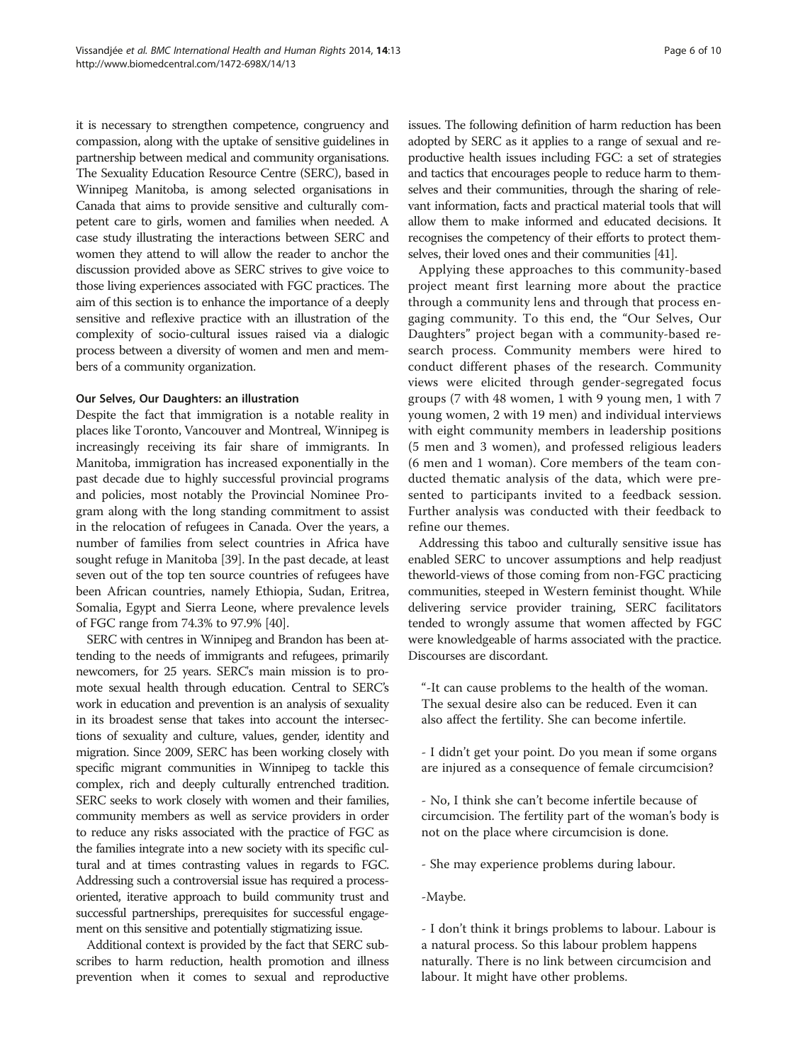it is necessary to strengthen competence, congruency and compassion, along with the uptake of sensitive guidelines in partnership between medical and community organisations. The Sexuality Education Resource Centre (SERC), based in Winnipeg Manitoba, is among selected organisations in Canada that aims to provide sensitive and culturally competent care to girls, women and families when needed. A case study illustrating the interactions between SERC and women they attend to will allow the reader to anchor the discussion provided above as SERC strives to give voice to those living experiences associated with FGC practices. The aim of this section is to enhance the importance of a deeply sensitive and reflexive practice with an illustration of the complexity of socio-cultural issues raised via a dialogic process between a diversity of women and men and members of a community organization.

#### Our Selves, Our Daughters: an illustration

Despite the fact that immigration is a notable reality in places like Toronto, Vancouver and Montreal, Winnipeg is increasingly receiving its fair share of immigrants. In Manitoba, immigration has increased exponentially in the past decade due to highly successful provincial programs and policies, most notably the Provincial Nominee Program along with the long standing commitment to assist in the relocation of refugees in Canada. Over the years, a number of families from select countries in Africa have sought refuge in Manitoba [39]. In the past decade, at least seven out of the top ten source countries of refugees have been African countries, namely Ethiopia, Sudan, Eritrea, Somalia, Egypt and Sierra Leone, where prevalence levels of FGC range from 74.3% to 97.9% [40].

SERC with centres in Winnipeg and Brandon has been attending to the needs of immigrants and refugees, primarily newcomers, for 25 years. SERC's main mission is to promote sexual health through education. Central to SERC's work in education and prevention is an analysis of sexuality in its broadest sense that takes into account the intersections of sexuality and culture, values, gender, identity and migration. Since 2009, SERC has been working closely with specific migrant communities in Winnipeg to tackle this complex, rich and deeply culturally entrenched tradition. SERC seeks to work closely with women and their families, community members as well as service providers in order to reduce any risks associated with the practice of FGC as the families integrate into a new society with its specific cultural and at times contrasting values in regards to FGC. Addressing such a controversial issue has required a process-oriented, iterative approach to build community trust and successful partnerships, prerequisites for successful engagement on this sensitive and potentially stigmatizing issue.

Additional context is provided by the fact that SERC subscribes to harm reduction, health promotion and illness prevention when it comes to sexual and reproductive issues. The following definition of harm reduction has been adopted by SERC as it applies to a range of sexual and reproductive health issues including FGC: a set of strategies and tactics that encourages people to reduce harm to themselves and their communities, through the sharing of relevant information, facts and practical material tools that will allow them to make informed and educated decisions. It recognises the competency of their efforts to protect themselves, their loved ones and their communities [41].

Applying these approaches to this community-based project meant first learning more about the practice through a community lens and through that process engaging community. To this end, the "Our Selves, Our Daughters" project began with a community-based research process. Community members were hired to conduct different phases of the research. Community views were elicited through gender-segregated focus groups (7 with 48 women, 1 with 9 young men, 1 with 7 young women, 2 with 19 men) and individual interviews with eight community members in leadership positions (5 men and 3 women), and professed religious leaders (6 men and 1 woman). Core members of the team conducted thematic analysis of the data, which were presented to participants invited to a feedback session. Further analysis was conducted with their feedback to refine our themes.

Addressing this taboo and culturally sensitive issue has enabled SERC to uncover assumptions and help readjust theworld-views of those coming from non-FGC practicing communities, steeped in Western feminist thought. While delivering service provider training, SERC facilitators tended to wrongly assume that women affected by FGC were knowledgeable of harms associated with the practice. Discourses are discordant.

> "-It can cause problems to the health of the woman. The sexual desire also can be reduced. Even it can also affect the fertility. She can become infertile.
>
> - I didn't get your point. Do you mean if some organs are injured as a consequence of female circumcision?
>
> - No, I think she can't become infertile because of circumcision. The fertility part of the woman's body is not on the place where circumcision is done.
>
> - She may experience problems during labour.
>
> -Maybe.
>
> - I don't think it brings problems to labour. Labour is a natural process. So this labour problem happens naturally. There is no link between circumcision and labour. It might have other problems.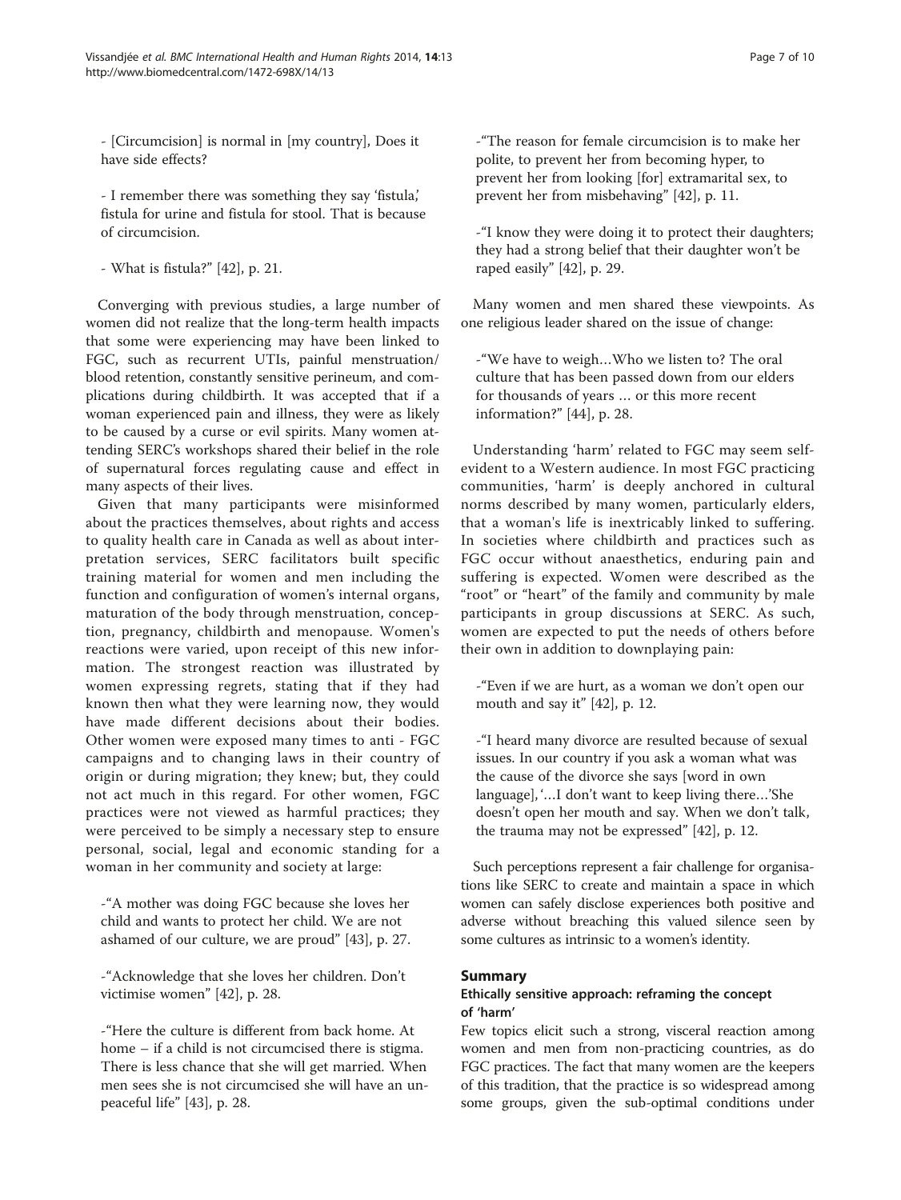- [Circumcision] is normal in [my country], Does it have side effects?

- I remember there was something they say 'fistula,' fistula for urine and fistula for stool. That is because of circumcision.

- What is fistula?" [42], p. 21.

Converging with previous studies, a large number of women did not realize that the long-term health impacts that some were experiencing may have been linked to FGC, such as recurrent UTIs, painful menstruation/ blood retention, constantly sensitive perineum, and complications during childbirth. It was accepted that if a woman experienced pain and illness, they were as likely to be caused by a curse or evil spirits. Many women attending SERC's workshops shared their belief in the role of supernatural forces regulating cause and effect in many aspects of their lives.

Given that many participants were misinformed about the practices themselves, about rights and access to quality health care in Canada as well as about interpretation services, SERC facilitators built specific training material for women and men including the function and configuration of women's internal organs, maturation of the body through menstruation, conception, pregnancy, childbirth and menopause. Women's reactions were varied, upon receipt of this new information. The strongest reaction was illustrated by women expressing regrets, stating that if they had known then what they were learning now, they would have made different decisions about their bodies. Other women were exposed many times to anti - FGC campaigns and to changing laws in their country of origin or during migration; they knew; but, they could not act much in this regard. For other women, FGC practices were not viewed as harmful practices; they were perceived to be simply a necessary step to ensure personal, social, legal and economic standing for a woman in her community and society at large:

-"A mother was doing FGC because she loves her child and wants to protect her child. We are not ashamed of our culture, we are proud" [43], p. 27.

-"Acknowledge that she loves her children. Don't victimise women" [42], p. 28.

-"Here the culture is different from back home. At home – if a child is not circumcised there is stigma. There is less chance that she will get married. When men sees she is not circumcised she will have an unpeaceful life" [43], p. 28.

-"The reason for female circumcision is to make her polite, to prevent her from becoming hyper, to prevent her from looking [for] extramarital sex, to prevent her from misbehaving" [42], p. 11.

-"I know they were doing it to protect their daughters; they had a strong belief that their daughter won't be raped easily" [42], p. 29.

Many women and men shared these viewpoints. As one religious leader shared on the issue of change:

-"We have to weigh…Who we listen to? The oral culture that has been passed down from our elders for thousands of years … or this more recent information?" [44], p. 28.

Understanding 'harm' related to FGC may seem self-evident to a Western audience. In most FGC practicing communities, 'harm' is deeply anchored in cultural norms described by many women, particularly elders, that a woman's life is inextricably linked to suffering. In societies where childbirth and practices such as FGC occur without anaesthetics, enduring pain and suffering is expected. Women were described as the "root" or "heart" of the family and community by male participants in group discussions at SERC. As such, women are expected to put the needs of others before their own in addition to downplaying pain:

-"Even if we are hurt, as a woman we don't open our mouth and say it" [42], p. 12.

-"I heard many divorce are resulted because of sexual issues. In our country if you ask a woman what was the cause of the divorce she says [word in own language], '…I don't want to keep living there…'She doesn't open her mouth and say. When we don't talk, the trauma may not be expressed" [42], p. 12.

Such perceptions represent a fair challenge for organisations like SERC to create and maintain a space in which women can safely disclose experiences both positive and adverse without breaching this valued silence seen by some cultures as intrinsic to a women's identity.

## Summary

### Ethically sensitive approach: reframing the concept of 'harm'

Few topics elicit such a strong, visceral reaction among women and men from non-practicing countries, as do FGC practices. The fact that many women are the keepers of this tradition, that the practice is so widespread among some groups, given the sub-optimal conditions under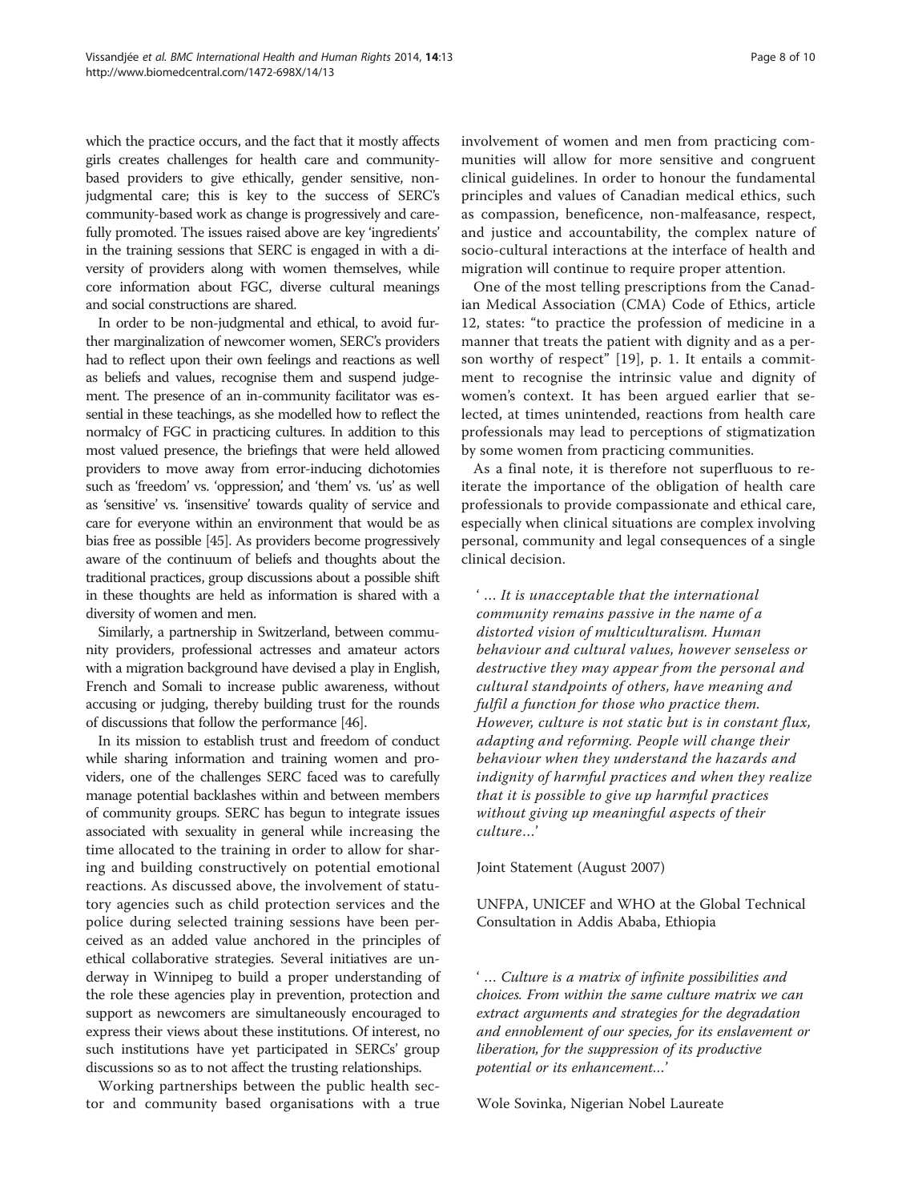which the practice occurs, and the fact that it mostly affects girls creates challenges for health care and community-based providers to give ethically, gender sensitive, non-judgmental care; this is key to the success of SERC's community-based work as change is progressively and carefully promoted. The issues raised above are key 'ingredients' in the training sessions that SERC is engaged in with a diversity of providers along with women themselves, while core information about FGC, diverse cultural meanings and social constructions are shared.

In order to be non-judgmental and ethical, to avoid further marginalization of newcomer women, SERC's providers had to reflect upon their own feelings and reactions as well as beliefs and values, recognise them and suspend judgement. The presence of an in-community facilitator was essential in these teachings, as she modelled how to reflect the normalcy of FGC in practicing cultures. In addition to this most valued presence, the briefings that were held allowed providers to move away from error-inducing dichotomies such as 'freedom' vs. 'oppression,' and 'them' vs. 'us' as well as 'sensitive' vs. 'insensitive' towards quality of service and care for everyone within an environment that would be as bias free as possible [45]. As providers become progressively aware of the continuum of beliefs and thoughts about the traditional practices, group discussions about a possible shift in these thoughts are held as information is shared with a diversity of women and men.

Similarly, a partnership in Switzerland, between community providers, professional actresses and amateur actors with a migration background have devised a play in English, French and Somali to increase public awareness, without accusing or judging, thereby building trust for the rounds of discussions that follow the performance [46].

In its mission to establish trust and freedom of conduct while sharing information and training women and providers, one of the challenges SERC faced was to carefully manage potential backlashes within and between members of community groups. SERC has begun to integrate issues associated with sexuality in general while increasing the time allocated to the training in order to allow for sharing and building constructively on potential emotional reactions. As discussed above, the involvement of statutory agencies such as child protection services and the police during selected training sessions have been perceived as an added value anchored in the principles of ethical collaborative strategies. Several initiatives are underway in Winnipeg to build a proper understanding of the role these agencies play in prevention, protection and support as newcomers are simultaneously encouraged to express their views about these institutions. Of interest, no such institutions have yet participated in SERCs' group discussions so as to not affect the trusting relationships.

Working partnerships between the public health sector and community based organisations with a true involvement of women and men from practicing communities will allow for more sensitive and congruent clinical guidelines. In order to honour the fundamental principles and values of Canadian medical ethics, such as compassion, beneficence, non-malfeasance, respect, and justice and accountability, the complex nature of socio-cultural interactions at the interface of health and migration will continue to require proper attention.

One of the most telling prescriptions from the Canadian Medical Association (CMA) Code of Ethics, article 12, states: "to practice the profession of medicine in a manner that treats the patient with dignity and as a person worthy of respect" [19], p. 1. It entails a commitment to recognise the intrinsic value and dignity of women's context. It has been argued earlier that selected, at times unintended, reactions from health care professionals may lead to perceptions of stigmatization by some women from practicing communities.

As a final note, it is therefore not superfluous to reiterate the importance of the obligation of health care professionals to provide compassionate and ethical care, especially when clinical situations are complex involving personal, community and legal consequences of a single clinical decision.

> *' … It is unacceptable that the international community remains passive in the name of a distorted vision of multiculturalism. Human behaviour and cultural values, however senseless or destructive they may appear from the personal and cultural standpoints of others, have meaning and fulfil a function for those who practice them. However, culture is not static but is in constant flux, adapting and reforming. People will change their behaviour when they understand the hazards and indignity of harmful practices and when they realize that it is possible to give up harmful practices without giving up meaningful aspects of their culture…'*
>
> Joint Statement (August 2007)
>
> UNFPA, UNICEF and WHO at the Global Technical Consultation in Addis Ababa, Ethiopia

> *' … Culture is a matrix of infinite possibilities and choices. From within the same culture matrix we can extract arguments and strategies for the degradation and ennoblement of our species, for its enslavement or liberation, for the suppression of its productive potential or its enhancement...'*
>
> Wole Sovinka, Nigerian Nobel Laureate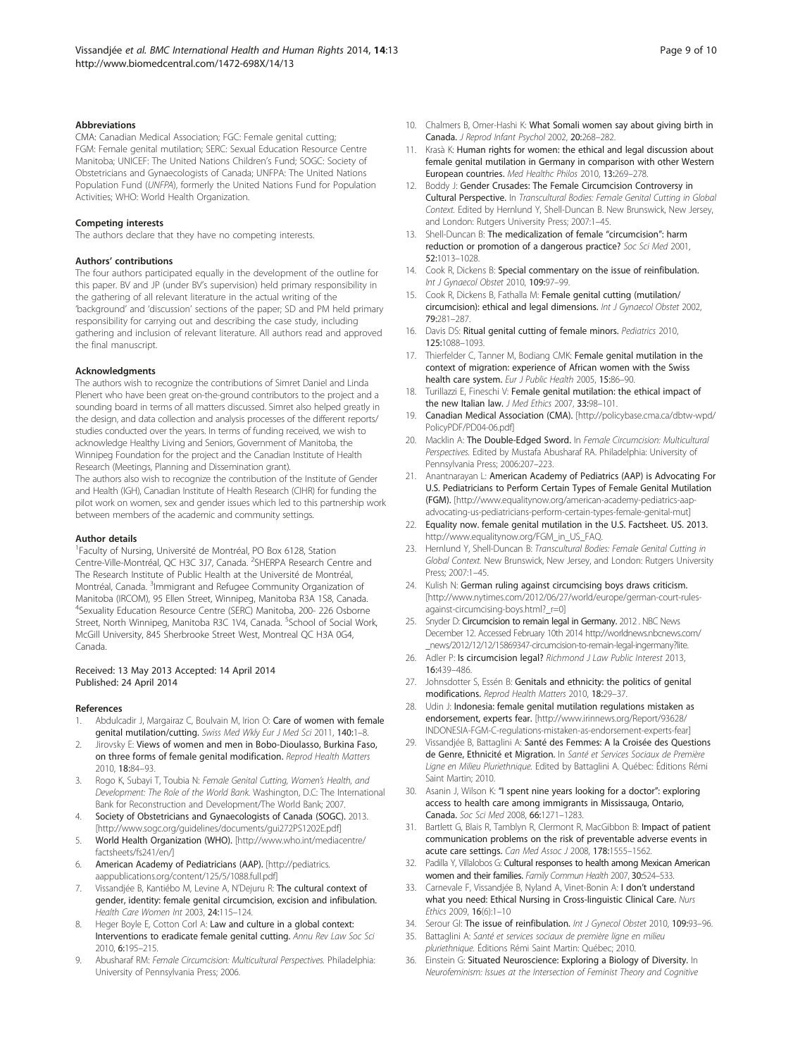### Abbreviations

CMA: Canadian Medical Association; FGC: Female genital cutting; FGM: Female genital mutilation; SERC: Sexual Education Resource Centre Manitoba; UNICEF: The United Nations Children's Fund; SOGC: Society of Obstetricians and Gynaecologists of Canada; UNFPA: The United Nations Population Fund (*UNFPA*), formerly the United Nations Fund for Population Activities; WHO: World Health Organization.

### Competing interests

The authors declare that they have no competing interests.

### Authors' contributions

The four authors participated equally in the development of the outline for this paper. BV and JP (under BV's supervision) held primary responsibility in the gathering of all relevant literature in the actual writing of the 'background' and 'discussion' sections of the paper; SD and PM held primary responsibility for carrying out and describing the case study, including gathering and inclusion of relevant literature. All authors read and approved the final manuscript.

### Acknowledgments

The authors wish to recognize the contributions of Simret Daniel and Linda Plenert who have been great on-the-ground contributors to the project and a sounding board in terms of all matters discussed. Simret also helped greatly in the design, and data collection and analysis processes of the different reports/ studies conducted over the years. In terms of funding received, we wish to acknowledge Healthy Living and Seniors, Government of Manitoba, the Winnipeg Foundation for the project and the Canadian Institute of Health Research (Meetings, Planning and Dissemination grant).

The authors also wish to recognize the contribution of the Institute of Gender and Health (IGH), Canadian Institute of Health Research (CIHR) for funding the pilot work on women, sex and gender issues which led to this partnership work between members of the academic and community settings.

### Author details

[1]Faculty of Nursing, Université de Montréal, PO Box 6128, Station Centre-Ville-Montréal, QC H3C 3J7, Canada. [2]SHERPA Research Centre and The Research Institute of Public Health at the Université de Montréal, Montréal, Canada. [3]Immigrant and Refugee Community Organization of Manitoba (IRCOM), 95 Ellen Street, Winnipeg, Manitoba R3A 1S8, Canada. [4]Sexuality Education Resource Centre (SERC) Manitoba, 200- 226 Osborne Street, North Winnipeg, Manitoba R3C 1V4, Canada. [5]School of Social Work, McGill University, 845 Sherbrooke Street West, Montreal QC H3A 0G4, Canada.

Received: 13 May 2013 Accepted: 14 April 2014
Published: 24 April 2014

### References

1. Abdulcadir J, Margairaz C, Boulvain M, Irion O: **Care of women with female genital mutilation/cutting.** *Swiss Med Wkly Eur J Med Sci* 2011, **140:**1–8.
2. Jirovsky E: **Views of women and men in Bobo-Dioulasso, Burkina Faso, on three forms of female genital modification.** *Reprod Health Matters* 2010, **18:**84–93.
3. Rogo K, Subayi T, Toubia N: *Female Genital Cutting, Women's Health, and Development: The Role of the World Bank.* Washington, D.C: The International Bank for Reconstruction and Development/The World Bank; 2007.
4. **Society of Obstetricians and Gynaecologists of Canada (SOGC).** 2013. [http://www.sogc.org/guidelines/documents/gui272PS1202E.pdf]
5. **World Health Organization (WHO).** [http://www.who.int/mediacentre/factsheets/fs241/en/]
6. **American Academy of Pediatricians (AAP).** [http://pediatrics.aappublications.org/content/125/5/1088.full.pdf]
7. Vissandjée B, Kantiébo M, Levine A, N'Dejuru R: **The cultural context of gender, identity: female genital circumcision, excision and infibulation.** *Health Care Women Int* 2003, **24:**115–124.
8. Heger Boyle E, Cotton Corl A: **Law and culture in a global context: Interventions to eradicate female genital cutting.** *Annu Rev Law Soc Sci* 2010, **6:**195–215.
9. Abusharaf RM: *Female Circumcision: Multicultural Perspectives.* Philadelphia: University of Pennsylvania Press; 2006.
10. Chalmers B, Omer-Hashi K: **What Somali women say about giving birth in Canada.** *J Reprod Infant Psychol* 2002, **20:**268–282.
11. Krasà K: **Human rights for women: the ethical and legal discussion about female genital mutilation in Germany in comparison with other Western European countries.** *Med Healthc Philos* 2010, **13:**269–278.
12. Boddy J: **Gender Crusades: The Female Circumcision Controversy in Cultural Perspective.** In *Transcultural Bodies: Female Genital Cutting in Global Context.* Edited by Hernlund Y, Shell-Duncan B. New Brunswick, New Jersey, and London: Rutgers University Press; 2007:1–45.
13. Shell-Duncan B: **The medicalization of female "circumcision": harm reduction or promotion of a dangerous practice?** *Soc Sci Med* 2001, **52:**1013–1028.
14. Cook R, Dickens B: **Special commentary on the issue of reinfibulation.** *Int J Gynaecol Obstet* 2010, **109:**97–99.
15. Cook R, Dickens B, Fathalla M: **Female genital cutting (mutilation/circumcision): ethical and legal dimensions.** *Int J Gynaecol Obstet* 2002, **79:**281–287.
16. Davis DS: **Ritual genital cutting of female minors.** *Pediatrics* 2010, **125:**1088–1093.
17. Thierfelder C, Tanner M, Bodiang CMK: **Female genital mutilation in the context of migration: experience of African women with the Swiss health care system.** *Eur J Public Health* 2005, **15:**86–90.
18. Turillazzi E, Fineschi V: **Female genital mutilation: the ethical impact of the new Italian law.** *J Med Ethics* 2007, **33:**98–101.
19. **Canadian Medical Association (CMA).** [http://policybase.cma.ca/dbtw-wpd/PolicyPDF/PD04-06.pdf]
20. Macklin A: **The Double-Edged Sword.** In *Female Circumcision: Multicultural Perspectives.* Edited by Mustafa Abusharaf RA. Philadelphia: University of Pennsylvania Press; 2006:207–223.
21. Anantnarayan L: **American Academy of Pediatrics (AAP) is Advocating For U.S. Pediatricians to Perform Certain Types of Female Genital Mutilation (FGM).** [http://www.equalitynow.org/american-academy-pediatrics-aap-advocating-us-pediatricians-perform-certain-types-female-genital-mut]
22. **Equality now. female genital mutilation in the U.S. Factsheet. US. 2013.** http://www.equalitynow.org/FGM_in_US_FAQ.
23. Hernlund Y, Shell-Duncan B: *Transcultural Bodies: Female Genital Cutting in Global Context.* New Brunswick, New Jersey, and London: Rutgers University Press; 2007:1–45.
24. Kulish N: **German ruling against circumcising boys draws criticism.** [http://www.nytimes.com/2012/06/27/world/europe/german-court-rules-against-circumcising-boys.html?_r=0]
25. Snyder D: **Circumcision to remain legal in Germany.** 2012 . NBC News December 12. Accessed February 10th 2014 http://worldnews.nbcnews.com/_news/2012/12/12/15869347-circumcision-to-remain-legal-ingermany?lite.
26. Adler P: **Is circumcision legal?** *Richmond J Law Public Interest* 2013, **16:**439–486.
27. Johnsdotter S, Essén B: **Genitals and ethnicity: the politics of genital modifications.** *Reprod Health Matters* 2010, **18:**29–37.
28. Udin J: **Indonesia: female genital mutilation regulations mistaken as endorsement, experts fear.** [http://www.irinnews.org/Report/93628/INDONESIA-FGM-C-regulations-mistaken-as-endorsement-experts-fear]
29. Vissandjée B, Battaglini A: **Santé des Femmes: A la Croisée des Questions de Genre, Ethnicité et Migration.** In *Santé et Services Sociaux de Première Ligne en Milieu Pluriethnique.* Edited by Battaglini A. Québec: Éditions Rémi Saint Martin; 2010.
30. Asanin J, Wilson K: **"I spent nine years looking for a doctor": exploring access to health care among immigrants in Mississauga, Ontario, Canada.** *Soc Sci Med* 2008, **66:**1271–1283.
31. Bartlett G, Blais R, Tamblyn R, Clermont R, MacGibbon B: **Impact of patient communication problems on the risk of preventable adverse events in acute care settings.** *Can Med Assoc J* 2008, **178:**1555–1562.
32. Padilla Y, Villalobos G: **Cultural responses to health among Mexican American women and their families.** *Family Commun Health* 2007, **30:**524–533.
33. Carnevale F, Vissandjée B, Nyland A, Vinet-Bonin A: **I don't understand what you need: Ethical Nursing in Cross-linguistic Clinical Care.** *Nurs Ethics* 2009, **16**(6):1–10
34. Serour GI: **The issue of reinfibulation.** *Int J Gynecol Obstet* 2010, **109:**93–96.
35. Battaglini A: *Santé et services sociaux de première ligne en milieu pluriethnique.* Éditions Rémi Saint Martin: Québec; 2010.
36. Einstein G: **Situated Neuroscience: Exploring a Biology of Diversity.** In *Neurofeminism: Issues at the Intersection of Feminist Theory and Cognitive*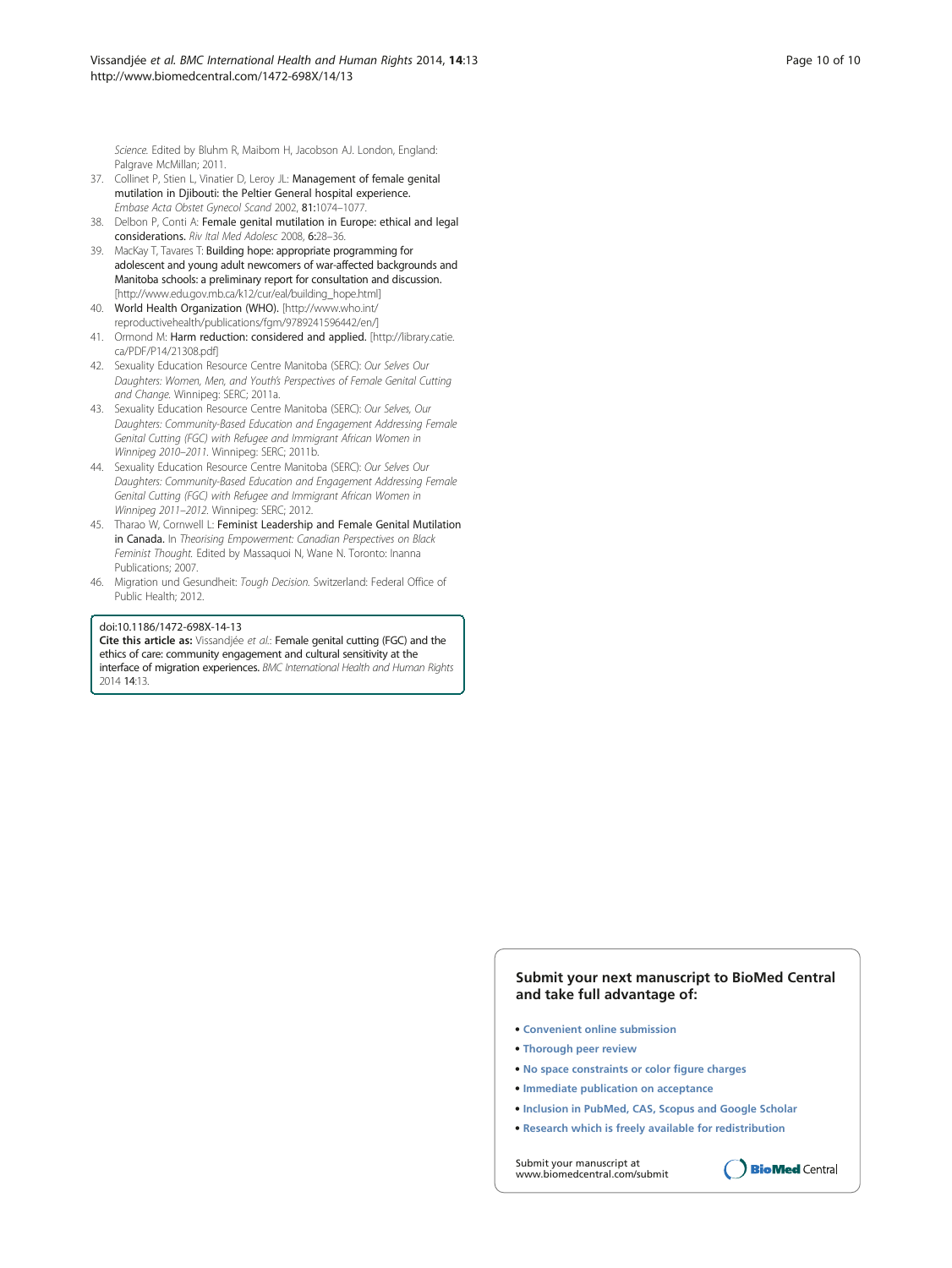*Science.* Edited by Bluhm R, Maibom H, Jacobson AJ. London, England: Palgrave McMillan; 2011.

37. Collinet P, Stien L, Vinatier D, Leroy JL: **Management of female genital mutilation in Djibouti: the Peltier General hospital experience.** *Embase Acta Obstet Gynecol Scand* 2002, **81:**1074–1077.
38. Delbon P, Conti A: **Female genital mutilation in Europe: ethical and legal considerations.** *Riv Ital Med Adolesc* 2008, **6:**28–36.
39. MacKay T, Tavares T: **Building hope: appropriate programming for adolescent and young adult newcomers of war-affected backgrounds and Manitoba schools: a preliminary report for consultation and discussion.** [http://www.edu.gov.mb.ca/k12/cur/eal/building_hope.html]
40. **World Health Organization (WHO).** [http://www.who.int/reproductivehealth/publications/fgm/9789241596442/en/]
41. Ormond M: **Harm reduction: considered and applied.** [http://library.catie.ca/PDF/P14/21308.pdf]
42. Sexuality Education Resource Centre Manitoba (SERC): *Our Selves Our Daughters: Women, Men, and Youth's Perspectives of Female Genital Cutting and Change.* Winnipeg: SERC; 2011a.
43. Sexuality Education Resource Centre Manitoba (SERC): *Our Selves, Our Daughters: Community-Based Education and Engagement Addressing Female Genital Cutting (FGC) with Refugee and Immigrant African Women in Winnipeg 2010–2011.* Winnipeg: SERC; 2011b.
44. Sexuality Education Resource Centre Manitoba (SERC): *Our Selves Our Daughters: Community-Based Education and Engagement Addressing Female Genital Cutting (FGC) with Refugee and Immigrant African Women in Winnipeg 2011–2012.* Winnipeg: SERC; 2012.
45. Tharao W, Cornwell L: **Feminist Leadership and Female Genital Mutilation in Canada.** In *Theorising Empowerment: Canadian Perspectives on Black Feminist Thought.* Edited by Massaquoi N, Wane N. Toronto: Inanna Publications; 2007.
46. Migration und Gesundheit: *Tough Decision.* Switzerland: Federal Office of Public Health; 2012.

doi:10.1186/1472-698X-14-13

**Cite this article as:** Vissandjée *et al.*: **Female genital cutting (FGC) and the ethics of care: community engagement and cultural sensitivity at the interface of migration experiences.** *BMC International Health and Human Rights* 2014 **14**:13.

**Submit your next manuscript to BioMed Central and take full advantage of:**

- **Convenient online submission**
- **Thorough peer review**
- **No space constraints or color figure charges**
- **Immediate publication on acceptance**
- **Inclusion in PubMed, CAS, Scopus and Google Scholar**
- **Research which is freely available for redistribution**

Submit your manuscript at
www.biomedcentral.com/submit

BioMed Central